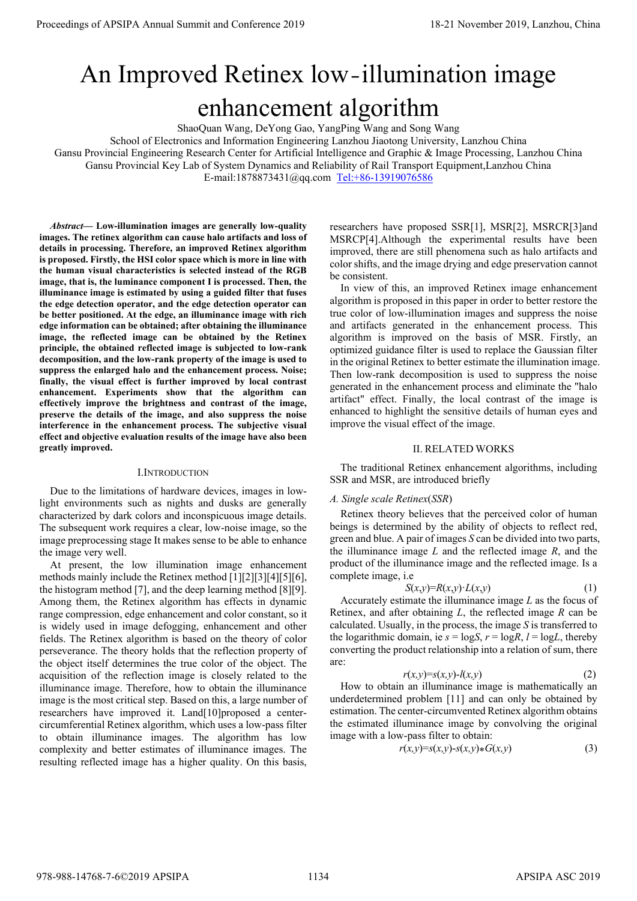# An Improved Retinex low-illumination image enhancement algorithm

ShaoQuan Wang, DeYong Gao, YangPing Wang and Song Wang
School of Electronics and Information Engineering Lanzhou Jiaotong University, Lanzhou China
Gansu Provincial Engineering Research Center for Artificial Intelligence and Graphic & Image Processing, Lanzhou China
Gansu Provincial Key Lab of System Dynamics and Reliability of Rail Transport Equipment,Lanzhou China
E-mail:1878873431@qq.com Tel:+86-13919076586

***Abstract*— Low-illumination images are generally low-quality images. The retinex algorithm can cause halo artifacts and loss of details in processing. Therefore, an improved Retinex algorithm is proposed. Firstly, the HSI color space which is more in line with the human visual characteristics is selected instead of the RGB image, that is, the luminance component I is processed. Then, the illuminance image is estimated by using a guided filter that fuses the edge detection operator, and the edge detection operator can be better positioned. At the edge, an illuminance image with rich edge information can be obtained; after obtaining the illuminance image, the reflected image can be obtained by the Retinex principle, the obtained reflected image is subjected to low-rank decomposition, and the low-rank property of the image is used to suppress the enlarged halo and the enhancement process. Noise; finally, the visual effect is further improved by local contrast enhancement. Experiments show that the algorithm can effectively improve the brightness and contrast of the image, preserve the details of the image, and also suppress the noise interference in the enhancement process. The subjective visual effect and objective evaluation results of the image have also been greatly improved.**

## I.INTRODUCTION

Due to the limitations of hardware devices, images in low-light environments such as nights and dusks are generally characterized by dark colors and inconspicuous image details. The subsequent work requires a clear, low-noise image, so the image preprocessing stage It makes sense to be able to enhance the image very well.

At present, the low illumination image enhancement methods mainly include the Retinex method [1][2][3][4][5][6], the histogram method [7], and the deep learning method [8][9]. Among them, the Retinex algorithm has effects in dynamic range compression, edge enhancement and color constant, so it is widely used in image defogging, enhancement and other fields. The Retinex algorithm is based on the theory of color perseverance. The theory holds that the reflection property of the object itself determines the true color of the object. The acquisition of the reflection image is closely related to the illuminance image. Therefore, how to obtain the illuminance image is the most critical step. Based on this, a large number of researchers have improved it. Land[10]proposed a center-circumferential Retinex algorithm, which uses a low-pass filter to obtain illuminance images. The algorithm has low complexity and better estimates of illuminance images. The resulting reflected image has a higher quality. On this basis, researchers have proposed SSR[1], MSR[2], MSRCR[3]and MSRCP[4].Although the experimental results have been improved, there are still phenomena such as halo artifacts and color shifts, and the image drying and edge preservation cannot be consistent.

In view of this, an improved Retinex image enhancement algorithm is proposed in this paper in order to better restore the true color of low-illumination images and suppress the noise and artifacts generated in the enhancement process. This algorithm is improved on the basis of MSR. Firstly, an optimized guidance filter is used to replace the Gaussian filter in the original Retinex to better estimate the illumination image. Then low-rank decomposition is used to suppress the noise generated in the enhancement process and eliminate the "halo artifact" effect. Finally, the local contrast of the image is enhanced to highlight the sensitive details of human eyes and improve the visual effect of the image.

## II. RELATED WORKS

The traditional Retinex enhancement algorithms, including SSR and MSR, are introduced briefly

### *A. Single scale Retinex*(*SSR*)

Retinex theory believes that the perceived color of human beings is determined by the ability of objects to reflect red, green and blue. A pair of images *S* can be divided into two parts, the illuminance image *L* and the reflected image *R*, and the product of the illuminance image and the reflected image. Is a complete image, i.e

$$S(x,y)=R(x,y)\cdot L(x,y) \tag{1}$$

Accurately estimate the illuminance image *L* as the focus of Retinex, and after obtaining *L*, the reflected image *R* can be calculated. Usually, in the process, the image *S* is transferred to the logarithmic domain, ie $s = \log S$, $r = \log R$, $l = \log L$, thereby converting the product relationship into a relation of sum, there are:

$$r(x,y)=s(x,y)-l(x,y) \tag{2}$$

How to obtain an illuminance image is mathematically an underdetermined problem [11] and can only be obtained by estimation. The center-circumvented Retinex algorithm obtains the estimated illuminance image by convolving the original image with a low-pass filter to obtain:

$$r(x,y)=s(x,y)-s(x,y)*G(x,y) \tag{3}$$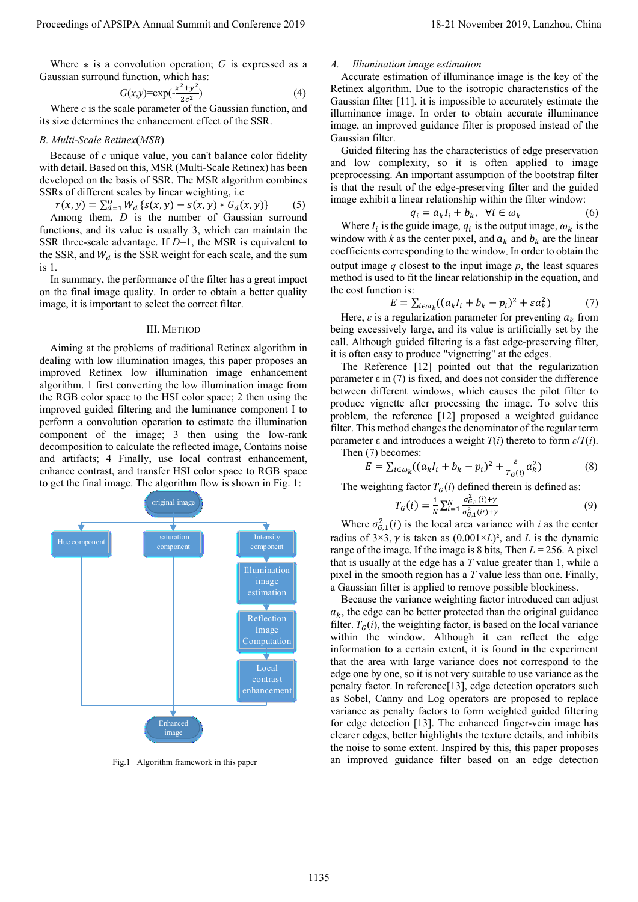Where $*$ is a convolution operation; $G$ is expressed as a Gaussian surround function, which has:

$$G(x,y)=\exp(-\frac{x^2+y^2}{2c^2}) \tag{4}$$

Where $c$ is the scale parameter of the Gaussian function, and its size determines the enhancement effect of the SSR.

*B. Multi-Scale Retinex(MSR)*

Because of $c$ unique value, you can't balance color fidelity with detail. Based on this, MSR (Multi-Scale Retinex) has been developed on the basis of SSR. The MSR algorithm combines SSRs of different scales by linear weighting, i.e

$$r(x,y)=\sum_{d=1}^{D} W_d\{s(x,y)-s(x,y)*G_d(x,y)\} \tag{5}$$

Among them, $D$ is the number of Gaussian surround functions, and its value is usually 3, which can maintain the SSR three-scale advantage. If $D$=1, the MSR is equivalent to the SSR, and $W_d$ is the SSR weight for each scale, and the sum is 1.

In summary, the performance of the filter has a great impact on the final image quality. In order to obtain a better quality image, it is important to select the correct filter.

## III. Method

Aiming at the problems of traditional Retinex algorithm in dealing with low illumination images, this paper proposes an improved Retinex low illumination image enhancement algorithm. 1 first converting the low illumination image from the RGB color space to the HSI color space; 2 then using the improved guided filtering and the luminance component I to perform a convolution operation to estimate the illumination component of the image; 3 then using the low-rank decomposition to calculate the reflected image, Contains noise and artifacts; 4 Finally, use local contrast enhancement, enhance contrast, and transfer HSI color space to RGB space to get the final image. The algorithm flow is shown in Fig. 1:

Fig.1 Algorithm framework in this paper

*A. Illumination image estimation*

Accurate estimation of illuminance image is the key of the Retinex algorithm. Due to the isotropic characteristics of the Gaussian filter [11], it is impossible to accurately estimate the illuminance image. In order to obtain accurate illuminance image, an improved guidance filter is proposed instead of the Gaussian filter.

Guided filtering has the characteristics of edge preservation and low complexity, so it is often applied to image preprocessing. An important assumption of the bootstrap filter is that the result of the edge-preserving filter and the guided image exhibit a linear relationship within the filter window:

$$q_i=a_k I_i+b_k,\quad \forall i\in\omega_k \tag{6}$$

Where $I_i$ is the guide image, $q_i$ is the output image, $\omega_k$ is the window with $k$ as the center pixel, and $a_k$ and $b_k$ are the linear coefficients corresponding to the window. In order to obtain the output image $q$ closest to the input image $p$, the least squares method is used to fit the linear relationship in the equation, and the cost function is:

$$E=\sum_{i\in\omega_k}((a_k I_i+b_k-p_i)^2+\varepsilon a_k^2) \tag{7}$$

Here, $\varepsilon$ is a regularization parameter for preventing $a_k$ from being excessively large, and its value is artificially set by the call. Although guided filtering is a fast edge-preserving filter, it is often easy to produce "vignetting" at the edges.

The Reference [12] pointed out that the regularization parameter ε in (7) is fixed, and does not consider the difference between different windows, which causes the pilot filter to produce vignette after processing the image. To solve this problem, the reference [12] proposed a weighted guidance filter. This method changes the denominator of the regular term parameter ε and introduces a weight $T(i)$ thereto to form $\varepsilon/T(i)$. Then (7) becomes:

$$E=\sum_{i\in\omega_k}((a_k I_i+b_k-p_i)^2+\frac{\varepsilon}{T_G(i)}a_k^2) \tag{8}$$

The weighting factor $T_G(i)$ defined therein is defined as:

$$T_G(i)=\frac{1}{N}\sum_{i=1}^{N}\frac{\sigma_{G,1}^2(i)+\gamma}{\sigma_{G,1}^2(i')+\gamma} \tag{9}$$

Where $\sigma_{G,1}^2(i)$ is the local area variance with $i$ as the center radius of 3×3, $\gamma$ is taken as $(0.001\times L)^2$, and $L$ is the dynamic range of the image. If the image is 8 bits, Then $L$ = 256. A pixel that is usually at the edge has a $T$ value greater than 1, while a pixel in the smooth region has a $T$ value less than one. Finally, a Gaussian filter is applied to remove possible blockiness.

Because the variance weighting factor introduced can adjust $a_k$, the edge can be better protected than the original guidance filter. $T_G(i)$, the weighting factor, is based on the local variance within the window. Although it can reflect the edge information to a certain extent, it is found in the experiment that the area with large variance does not correspond to the edge one by one, so it is not very suitable to use variance as the penalty factor. In reference[13], edge detection operators such as Sobel, Canny and Log operators are proposed to replace variance as penalty factors to form weighted guided filtering for edge detection [13]. The enhanced finger-vein image has clearer edges, better highlights the texture details, and inhibits the noise to some extent. Inspired by this, this paper proposes an improved guidance filter based on an edge detection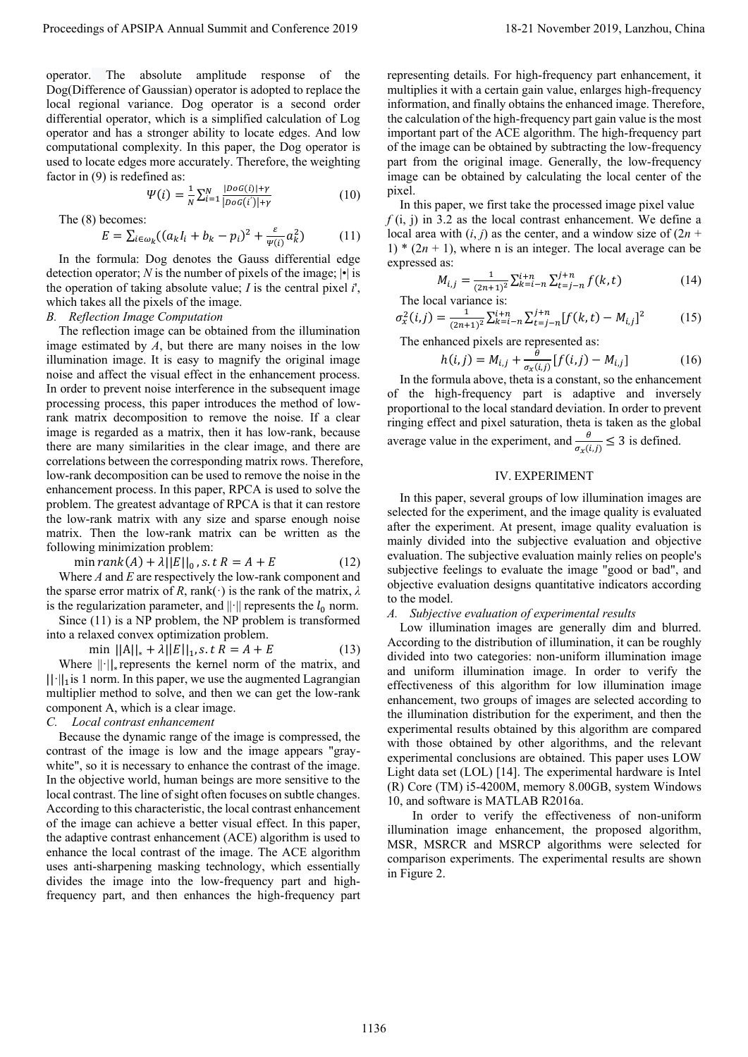operator. The absolute amplitude response of the Dog(Difference of Gaussian) operator is adopted to replace the local regional variance. Dog operator is a second order differential operator, which is a simplified calculation of Log operator and has a stronger ability to locate edges. And low computational complexity. In this paper, the Dog operator is used to locate edges more accurately. Therefore, the weighting factor in (9) is redefined as:

$$\Psi(i) = \frac{1}{N}\sum_{i=1}^{N}\frac{|DoG(i)|+\gamma}{|DoG(i')|+\gamma} \tag{10}$$

The (8) becomes:

$$E = \sum_{i\in\omega_k}((a_k I_i + b_k - p_i)^2 + \frac{\varepsilon}{\Psi(i)}a_k^2) \tag{11}$$

In the formula: Dog denotes the Gauss differential edge detection operator; $N$ is the number of pixels of the image; |•| is the operation of taking absolute value; $I$ is the central pixel $i'$, which takes all the pixels of the image.

### B. Reflection Image Computation

The reflection image can be obtained from the illumination image estimated by $A$, but there are many noises in the low illumination image. It is easy to magnify the original image noise and affect the visual effect in the enhancement process. In order to prevent noise interference in the subsequent image processing process, this paper introduces the method of low-rank matrix decomposition to remove the noise. If a clear image is regarded as a matrix, then it has low-rank, because there are many similarities in the clear image, and there are correlations between the corresponding matrix rows. Therefore, low-rank decomposition can be used to remove the noise in the enhancement process. In this paper, RPCA is used to solve the problem. The greatest advantage of RPCA is that it can restore the low-rank matrix with any size and sparse enough noise matrix. Then the low-rank matrix can be written as the following minimization problem:

$$\min rank(A) + \lambda||E||_0\, , s.t\; R = A + E \tag{12}$$

Where $A$ and $E$ are respectively the low-rank component and the sparse error matrix of $R$, rank(·) is the rank of the matrix, $\lambda$ is the regularization parameter, and ||·|| represents the $l_0$ norm.

Since (11) is a NP problem, the NP problem is transformed into a relaxed convex optimization problem.

$$\min\; ||A||_* + \lambda||E||_1, s.t\; R = A + E \tag{13}$$

Where $||\cdot||_*$ represents the kernel norm of the matrix, and $||\cdot||_1$ is 1 norm. In this paper, we use the augmented Lagrangian multiplier method to solve, and then we can get the low-rank component A, which is a clear image.

### C. Local contrast enhancement

Because the dynamic range of the image is compressed, the contrast of the image is low and the image appears "gray-white", so it is necessary to enhance the contrast of the image. In the objective world, human beings are more sensitive to the local contrast. The line of sight often focuses on subtle changes. According to this characteristic, the local contrast enhancement of the image can achieve a better visual effect. In this paper, the adaptive contrast enhancement (ACE) algorithm is used to enhance the local contrast of the image. The ACE algorithm uses anti-sharpening masking technology, which essentially divides the image into the low-frequency part and high-frequency part, and then enhances the high-frequency part representing details. For high-frequency part enhancement, it multiplies it with a certain gain value, enlarges high-frequency information, and finally obtains the enhanced image. Therefore, the calculation of the high-frequency part gain value is the most important part of the ACE algorithm. The high-frequency part of the image can be obtained by subtracting the low-frequency part from the original image. Generally, the low-frequency image can be obtained by calculating the local center of the pixel.

In this paper, we first take the processed image pixel value $f$ (i, j) in 3.2 as the local contrast enhancement. We define a local area with $(i, j)$ as the center, and a window size of $(2n + 1) * (2n + 1)$, where n is an integer. The local average can be expressed as:

$$M_{i,j} = \frac{1}{(2n+1)^2}\sum_{k=i-n}^{i+n}\sum_{t=j-n}^{j+n}f(k,t) \tag{14}$$

The local variance is:

$$\sigma_x^2(i,j) = \frac{1}{(2n+1)^2}\sum_{k=i-n}^{i+n}\sum_{t=j-n}^{j+n}[f(k,t) - M_{i,j}]^2 \tag{15}$$

The enhanced pixels are represented as:

$$h(i,j) = M_{i,j} + \frac{\theta}{\sigma_x(i,j)}[f(i,j) - M_{i,j}] \tag{16}$$

In the formula above, theta is a constant, so the enhancement of the high-frequency part is adaptive and inversely proportional to the local standard deviation. In order to prevent ringing effect and pixel saturation, theta is taken as the global average value in the experiment, and $\frac{\theta}{\sigma_x(i,j)} \leq 3$ is defined.

## IV. EXPERIMENT

In this paper, several groups of low illumination images are selected for the experiment, and the image quality is evaluated after the experiment. At present, image quality evaluation is mainly divided into the subjective evaluation and objective evaluation. The subjective evaluation mainly relies on people's subjective feelings to evaluate the image "good or bad", and objective evaluation designs quantitative indicators according to the model.

### A. Subjective evaluation of experimental results

Low illumination images are generally dim and blurred. According to the distribution of illumination, it can be roughly divided into two categories: non-uniform illumination image and uniform illumination image. In order to verify the effectiveness of this algorithm for low illumination image enhancement, two groups of images are selected according to the illumination distribution for the experiment, and then the experimental results obtained by this algorithm are compared with those obtained by other algorithms, and the relevant experimental conclusions are obtained. This paper uses LOW Light data set (LOL) [14]. The experimental hardware is Intel (R) Core (TM) i5-4200M, memory 8.00GB, system Windows 10, and software is MATLAB R2016a.

In order to verify the effectiveness of non-uniform illumination image enhancement, the proposed algorithm, MSR, MSRCR and MSRCP algorithms were selected for comparison experiments. The experimental results are shown in Figure 2.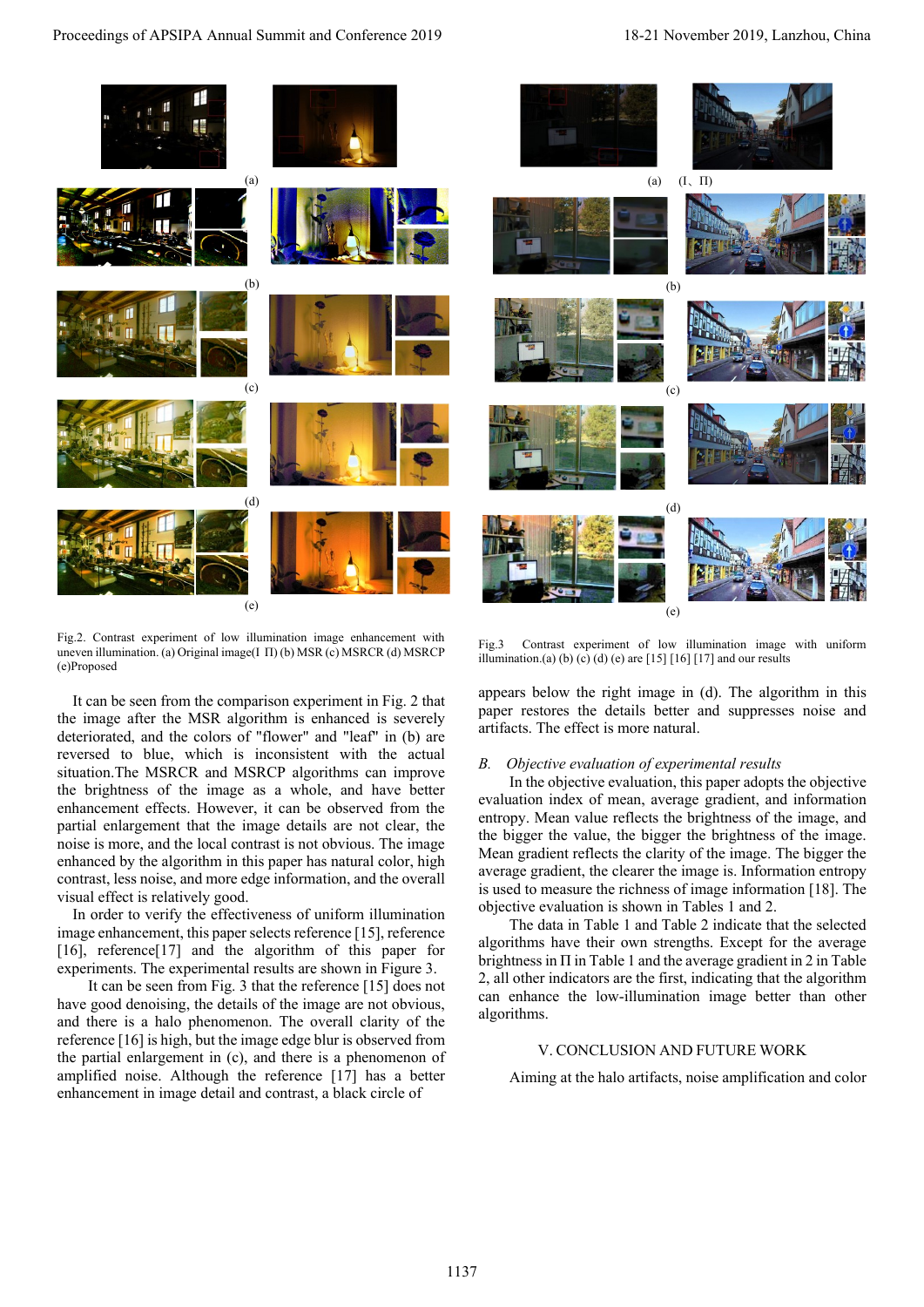Fig.2. Contrast experiment of low illumination image enhancement with uneven illumination. (a) Original image(I Ⅱ) (b) MSR (c) MSRCR (d) MSRCP (e)Proposed

Fig.3 Contrast experiment of low illumination image with uniform illumination.(a) (b) (c) (d) (e) are [15] [16] [17] and our results

It can be seen from the comparison experiment in Fig. 2 that the image after the MSR algorithm is enhanced is severely deteriorated, and the colors of "flower" and "leaf" in (b) are reversed to blue, which is inconsistent with the actual situation.The MSRCR and MSRCP algorithms can improve the brightness of the image as a whole, and have better enhancement effects. However, it can be observed from the partial enlargement that the image details are not clear, the noise is more, and the local contrast is not obvious. The image enhanced by the algorithm in this paper has natural color, high contrast, less noise, and more edge information, and the overall visual effect is relatively good.

In order to verify the effectiveness of uniform illumination image enhancement, this paper selects reference [15], reference [16], reference[17] and the algorithm of this paper for experiments. The experimental results are shown in Figure 3.

It can be seen from Fig. 3 that the reference [15] does not have good denoising, the details of the image are not obvious, and there is a halo phenomenon. The overall clarity of the reference [16] is high, but the image edge blur is observed from the partial enlargement in (c), and there is a phenomenon of amplified noise. Although the reference [17] has a better enhancement in image detail and contrast, a black circle of appears below the right image in (d). The algorithm in this paper restores the details better and suppresses noise and artifacts. The effect is more natural.

### *B. Objective evaluation of experimental results*

In the objective evaluation, this paper adopts the objective evaluation index of mean, average gradient, and information entropy. Mean value reflects the brightness of the image, and the bigger the value, the bigger the brightness of the image. Mean gradient reflects the clarity of the image. The bigger the average gradient, the clearer the image is. Information entropy is used to measure the richness of image information [18]. The objective evaluation is shown in Tables 1 and 2.

The data in Table 1 and Table 2 indicate that the selected algorithms have their own strengths. Except for the average brightness in Ⅱ in Table 1 and the average gradient in 2 in Table 2, all other indicators are the first, indicating that the algorithm can enhance the low-illumination image better than other algorithms.

## V. CONCLUSION AND FUTURE WORK

Aiming at the halo artifacts, noise amplification and color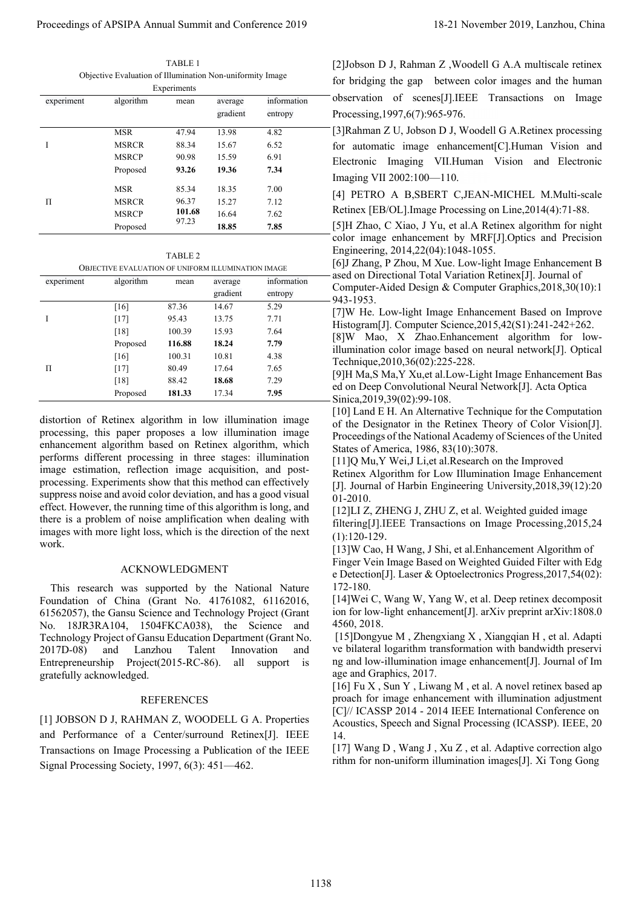TABLE 1

Objective Evaluation of Illumination Non-uniformity Image Experiments

| experiment | algorithm | mean | average gradient | information entropy |
|---|---|---|---|---|
| I | MSR | 47.94 | 13.98 | 4.82 |
| | MSRCR | 88.34 | 15.67 | 6.52 |
| | MSRCP | 90.98 | 15.59 | 6.91 |
| | Proposed | **93.26** | **19.36** | **7.34** |
| Π | MSR | 85.34 | 18.35 | 7.00 |
| | MSRCR | 96.37 | 15.27 | 7.12 |
| | MSRCP | **101.68** | 16.64 | 7.62 |
| | Proposed | 97.23 | **18.85** | **7.85** |

TABLE 2

OBJECTIVE EVALUATION OF UNIFORM ILLUMINATION IMAGE

| experiment | algorithm | mean | average gradient | information entropy |
|---|---|---|---|---|
| I | [16] | 87.36 | 14.67 | 5.29 |
| | [17] | 95.43 | 13.75 | 7.71 |
| | [18] | 100.39 | 15.93 | 7.64 |
| | Proposed | **116.88** | **18.24** | **7.79** |
| Π | [16] | 100.31 | 10.81 | 4.38 |
| | [17] | 80.49 | 17.64 | 7.65 |
| | [18] | 88.42 | **18.68** | 7.29 |
| | Proposed | **181.33** | 17.34 | **7.95** |

distortion of Retinex algorithm in low illumination image processing, this paper proposes a low illumination image enhancement algorithm based on Retinex algorithm, which performs different processing in three stages: illumination image estimation, reflection image acquisition, and post-processing. Experiments show that this method can effectively suppress noise and avoid color deviation, and has a good visual effect. However, the running time of this algorithm is long, and there is a problem of noise amplification when dealing with images with more light loss, which is the direction of the next work.

## ACKNOWLEDGMENT

This research was supported by the National Nature Foundation of China (Grant No. 41761082, 61162016, 61562057), the Gansu Science and Technology Project (Grant No. 18JR3RA104, 1504FKCA038), the Science and Technology Project of Gansu Education Department (Grant No. 2017D-08) and Lanzhou Talent Innovation and Entrepreneurship Project(2015-RC-86). all support is gratefully acknowledged.

## REFERENCES

[1] JOBSON D J, RAHMAN Z, WOODELL G A. Properties and Performance of a Center/surround Retinex[J]. IEEE Transactions on Image Processing a Publication of the IEEE Signal Processing Society, 1997, 6(3): 451—462.

[2]Jobson D J, Rahman Z ,Woodell G A.A multiscale retinex for bridging the gap between color images and the human observation of scenes[J].IEEE Transactions on Image Processing,1997,6(7):965-976.

[3]Rahman Z U, Jobson D J, Woodell G A.Retinex processing for automatic image enhancement[C].Human Vision and Electronic Imaging VII.Human Vision and Electronic Imaging VII 2002:100—110.

[4] PETRO A B,SBERT C,JEAN-MICHEL M.Multi-scale Retinex [EB/OL].Image Processing on Line,2014(4):71-88.

[5]H Zhao, C Xiao, J Yu, et al.A Retinex algorithm for night color image enhancement by MRF[J].Optics and Precision Engineering, 2014,22(04):1048-1055.

[6]J Zhang, P Zhou, M Xue. Low-light Image Enhancement Based on Directional Total Variation Retinex[J]. Journal of Computer-Aided Design & Computer Graphics,2018,30(10):1943-1953.

[7]W He. Low-light Image Enhancement Based on Improve Histogram[J]. Computer Science,2015,42(S1):241-242+262.

[8]W Mao, X Zhao.Enhancement algorithm for low-illumination color image based on neural network[J]. Optical Technique,2010,36(02):225-228.

[9]H Ma,S Ma,Y Xu,et al.Low-Light Image Enhancement Based on Deep Convolutional Neural Network[J]. Acta Optica Sinica,2019,39(02):99-108.

[10] Land E H. An Alternative Technique for the Computation of the Designator in the Retinex Theory of Color Vision[J]. Proceedings of the National Academy of Sciences of the United States of America, 1986, 83(10):3078.

[11]Q Mu,Y Wei,J Li,et al.Research on the Improved Retinex Algorithm for Low Illumination Image Enhancement [J]. Journal of Harbin Engineering University,2018,39(12):2001-2010.

[12]LI Z, ZHENG J, ZHU Z, et al. Weighted guided image filtering[J].IEEE Transactions on Image Processing,2015,24(1):120-129.

[13]W Cao, H Wang, J Shi, et al.Enhancement Algorithm of Finger Vein Image Based on Weighted Guided Filter with Edge Detection[J]. Laser & Optoelectronics Progress,2017,54(02):172-180.

[14]Wei C, Wang W, Yang W, et al. Deep retinex decomposition for low-light enhancement[J]. arXiv preprint arXiv:1808.04560, 2018.

[15]Dongyue M , Zhengxiang X , Xiangqian H , et al. Adaptive bilateral logarithm transformation with bandwidth preserving and low-illumination image enhancement[J]. Journal of Image and Graphics, 2017.

[16] Fu X , Sun Y , Liwang M , et al. A novel retinex based approach for image enhancement with illumination adjustment [C]// ICASSP 2014 - 2014 IEEE International Conference on Acoustics, Speech and Signal Processing (ICASSP). IEEE, 2014.

[17] Wang D , Wang J , Xu Z , et al. Adaptive correction algorithm for non-uniform illumination images[J]. Xi Tong Gong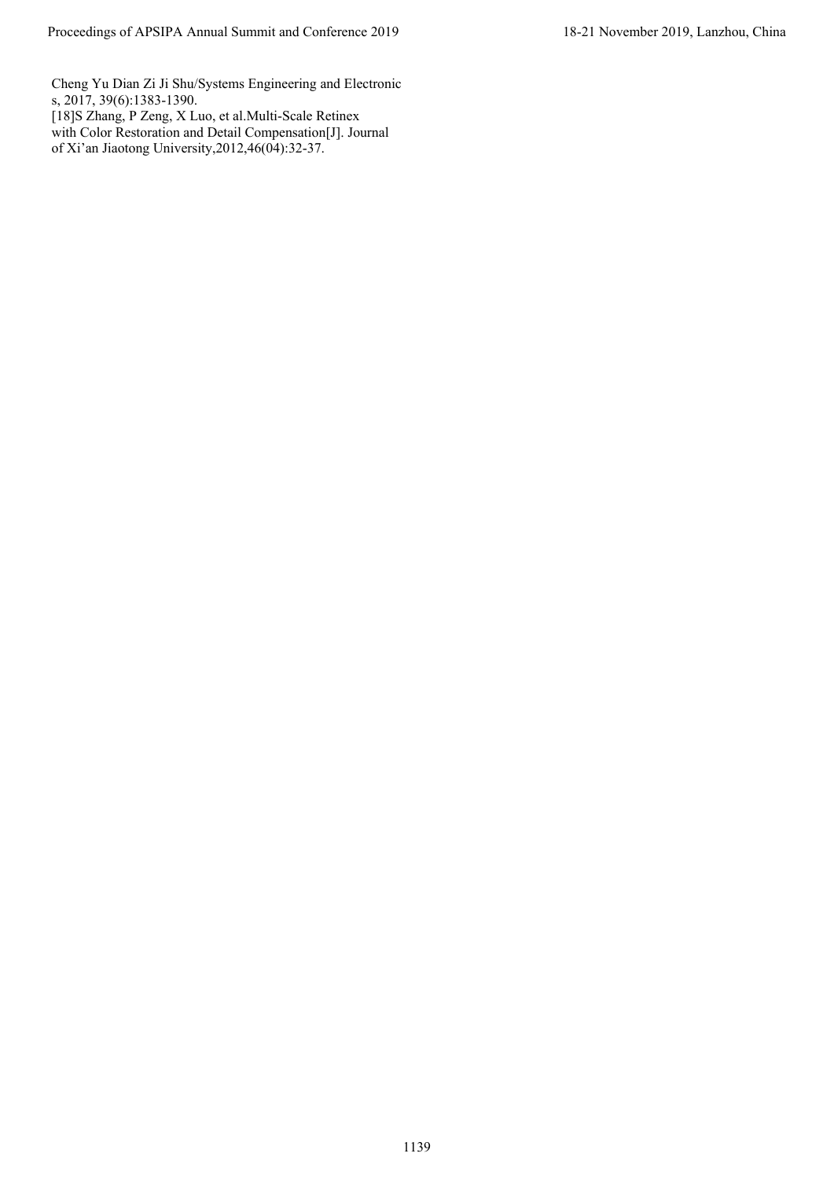Cheng Yu Dian Zi Ji Shu/Systems Engineering and Electronics, 2017, 39(6):1383-1390.

[18]S Zhang, P Zeng, X Luo, et al.Multi-Scale Retinex with Color Restoration and Detail Compensation[J]. Journal of Xi'an Jiaotong University,2012,46(04):32-37.